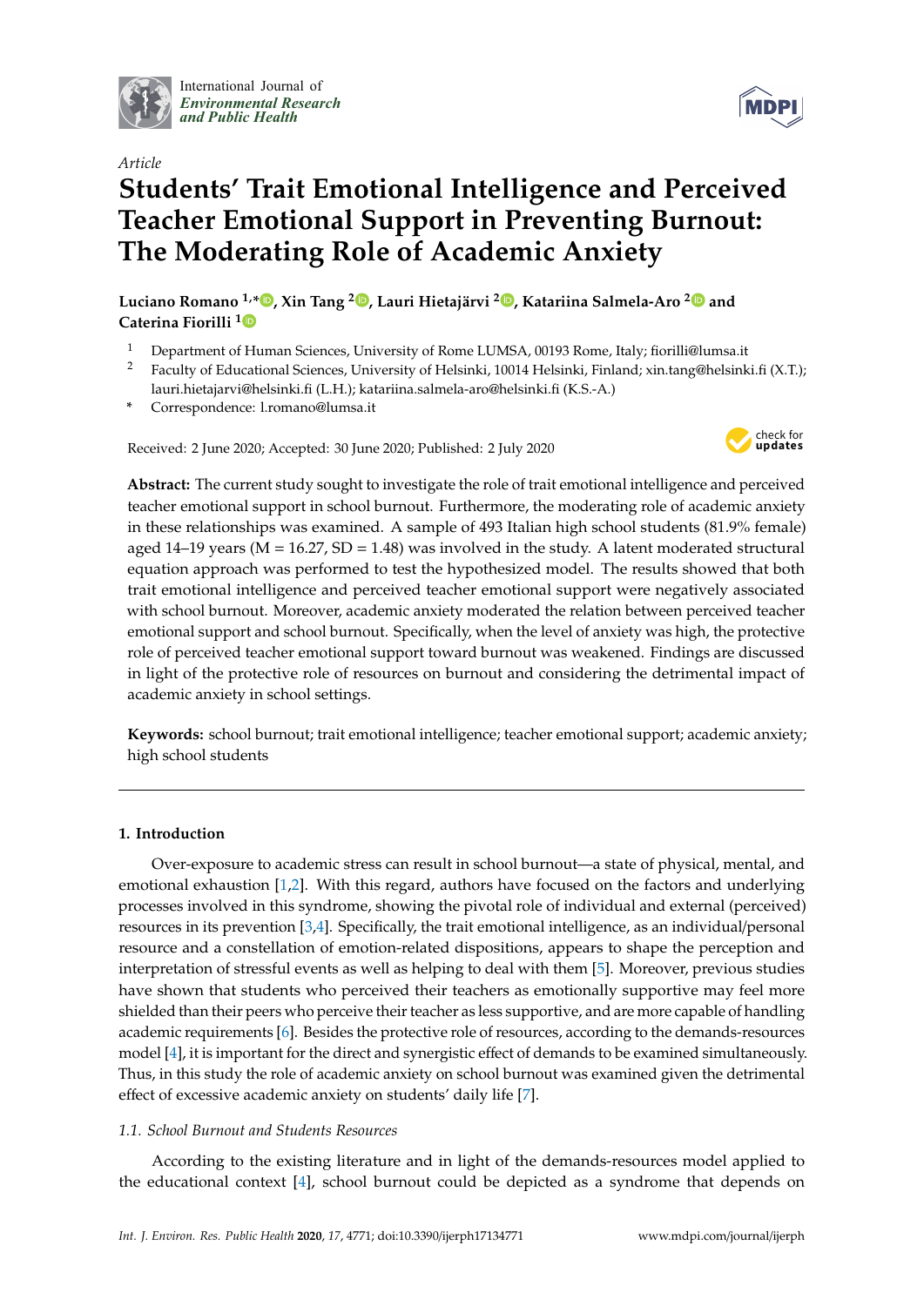*Article*

# Students' Trait Emotional Intelligence and Perceived Teacher Emotional Support in Preventing Burnout: The Moderating Role of Academic Anxiety

**Luciano Romano [1,*], Xin Tang [2], Lauri Hietajärvi [2], Katariina Salmela-Aro [2] and Caterina Fiorilli [1]**

[1] Department of Human Sciences, University of Rome LUMSA, 00193 Rome, Italy; fiorilli@lumsa.it

[2] Faculty of Educational Sciences, University of Helsinki, 10014 Helsinki, Finland; xin.tang@helsinki.fi (X.T.); lauri.hietajarvi@helsinki.fi (L.H.); katariina.salmela-aro@helsinki.fi (K.S.-A.)

\* Correspondence: l.romano@lumsa.it

Received: 2 June 2020; Accepted: 30 June 2020; Published: 2 July 2020

**Abstract:** The current study sought to investigate the role of trait emotional intelligence and perceived teacher emotional support in school burnout. Furthermore, the moderating role of academic anxiety in these relationships was examined. A sample of 493 Italian high school students (81.9% female) aged 14–19 years (M = 16.27, SD = 1.48) was involved in the study. A latent moderated structural equation approach was performed to test the hypothesized model. The results showed that both trait emotional intelligence and perceived teacher emotional support were negatively associated with school burnout. Moreover, academic anxiety moderated the relation between perceived teacher emotional support and school burnout. Specifically, when the level of anxiety was high, the protective role of perceived teacher emotional support toward burnout was weakened. Findings are discussed in light of the protective role of resources on burnout and considering the detrimental impact of academic anxiety in school settings.

**Keywords:** school burnout; trait emotional intelligence; teacher emotional support; academic anxiety; high school students

## 1. Introduction

Over-exposure to academic stress can result in school burnout—a state of physical, mental, and emotional exhaustion [1,2]. With this regard, authors have focused on the factors and underlying processes involved in this syndrome, showing the pivotal role of individual and external (perceived) resources in its prevention [3,4]. Specifically, the trait emotional intelligence, as an individual/personal resource and a constellation of emotion-related dispositions, appears to shape the perception and interpretation of stressful events as well as helping to deal with them [5]. Moreover, previous studies have shown that students who perceived their teachers as emotionally supportive may feel more shielded than their peers who perceive their teacher as less supportive, and are more capable of handling academic requirements [6]. Besides the protective role of resources, according to the demands-resources model [4], it is important for the direct and synergistic effect of demands to be examined simultaneously. Thus, in this study the role of academic anxiety on school burnout was examined given the detrimental effect of excessive academic anxiety on students' daily life [7].

### 1.1. School Burnout and Students Resources

According to the existing literature and in light of the demands-resources model applied to the educational context [4], school burnout could be depicted as a syndrome that depends on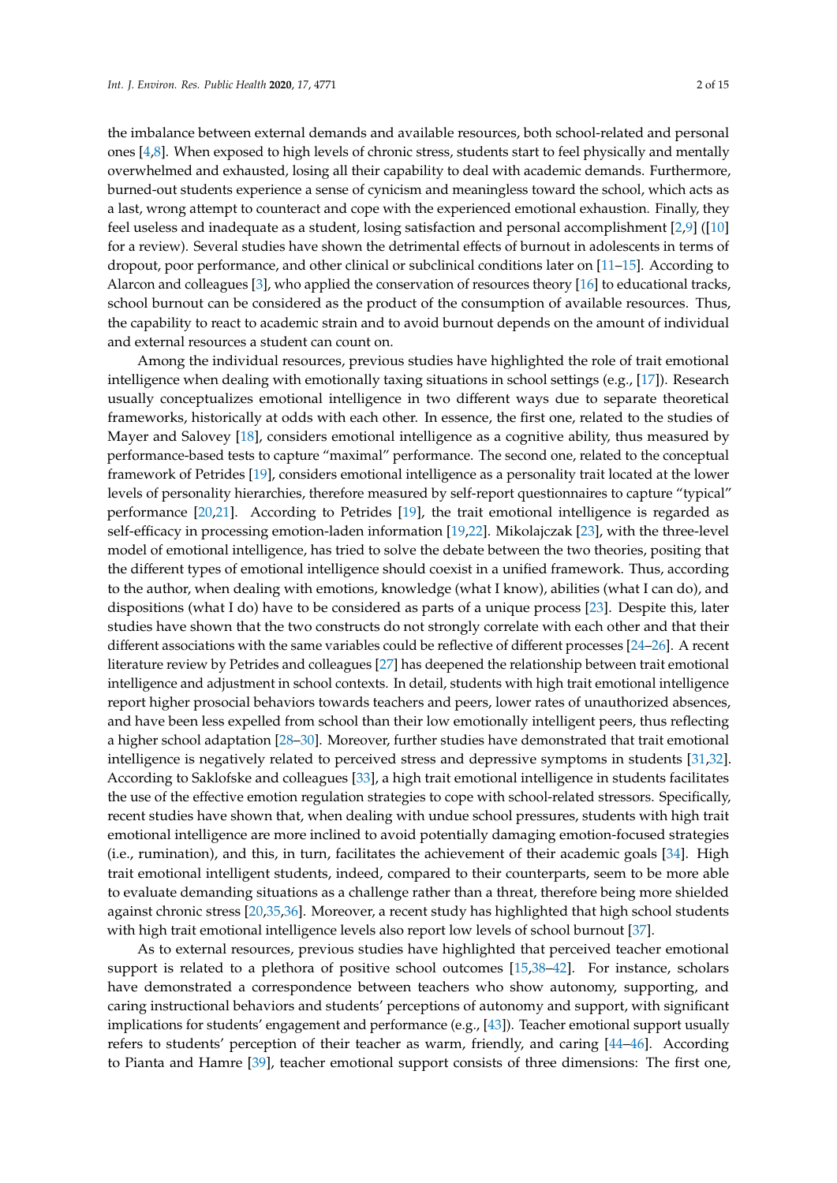the imbalance between external demands and available resources, both school-related and personal ones [4,8]. When exposed to high levels of chronic stress, students start to feel physically and mentally overwhelmed and exhausted, losing all their capability to deal with academic demands. Furthermore, burned-out students experience a sense of cynicism and meaningless toward the school, which acts as a last, wrong attempt to counteract and cope with the experienced emotional exhaustion. Finally, they feel useless and inadequate as a student, losing satisfaction and personal accomplishment [2,9] ([10] for a review). Several studies have shown the detrimental effects of burnout in adolescents in terms of dropout, poor performance, and other clinical or subclinical conditions later on [11–15]. According to Alarcon and colleagues [3], who applied the conservation of resources theory [16] to educational tracks, school burnout can be considered as the product of the consumption of available resources. Thus, the capability to react to academic strain and to avoid burnout depends on the amount of individual and external resources a student can count on.

Among the individual resources, previous studies have highlighted the role of trait emotional intelligence when dealing with emotionally taxing situations in school settings (e.g., [17]). Research usually conceptualizes emotional intelligence in two different ways due to separate theoretical frameworks, historically at odds with each other. In essence, the first one, related to the studies of Mayer and Salovey [18], considers emotional intelligence as a cognitive ability, thus measured by performance-based tests to capture "maximal" performance. The second one, related to the conceptual framework of Petrides [19], considers emotional intelligence as a personality trait located at the lower levels of personality hierarchies, therefore measured by self-report questionnaires to capture "typical" performance [20,21]. According to Petrides [19], the trait emotional intelligence is regarded as self-efficacy in processing emotion-laden information [19,22]. Mikolajczak [23], with the three-level model of emotional intelligence, has tried to solve the debate between the two theories, positing that the different types of emotional intelligence should coexist in a unified framework. Thus, according to the author, when dealing with emotions, knowledge (what I know), abilities (what I can do), and dispositions (what I do) have to be considered as parts of a unique process [23]. Despite this, later studies have shown that the two constructs do not strongly correlate with each other and that their different associations with the same variables could be reflective of different processes [24–26]. A recent literature review by Petrides and colleagues [27] has deepened the relationship between trait emotional intelligence and adjustment in school contexts. In detail, students with high trait emotional intelligence report higher prosocial behaviors towards teachers and peers, lower rates of unauthorized absences, and have been less expelled from school than their low emotionally intelligent peers, thus reflecting a higher school adaptation [28–30]. Moreover, further studies have demonstrated that trait emotional intelligence is negatively related to perceived stress and depressive symptoms in students [31,32]. According to Saklofske and colleagues [33], a high trait emotional intelligence in students facilitates the use of the effective emotion regulation strategies to cope with school-related stressors. Specifically, recent studies have shown that, when dealing with undue school pressures, students with high trait emotional intelligence are more inclined to avoid potentially damaging emotion-focused strategies (i.e., rumination), and this, in turn, facilitates the achievement of their academic goals [34]. High trait emotional intelligent students, indeed, compared to their counterparts, seem to be more able to evaluate demanding situations as a challenge rather than a threat, therefore being more shielded against chronic stress [20,35,36]. Moreover, a recent study has highlighted that high school students with high trait emotional intelligence levels also report low levels of school burnout [37].

As to external resources, previous studies have highlighted that perceived teacher emotional support is related to a plethora of positive school outcomes [15,38–42]. For instance, scholars have demonstrated a correspondence between teachers who show autonomy, supporting, and caring instructional behaviors and students' perceptions of autonomy and support, with significant implications for students' engagement and performance (e.g., [43]). Teacher emotional support usually refers to students' perception of their teacher as warm, friendly, and caring [44–46]. According to Pianta and Hamre [39], teacher emotional support consists of three dimensions: The first one,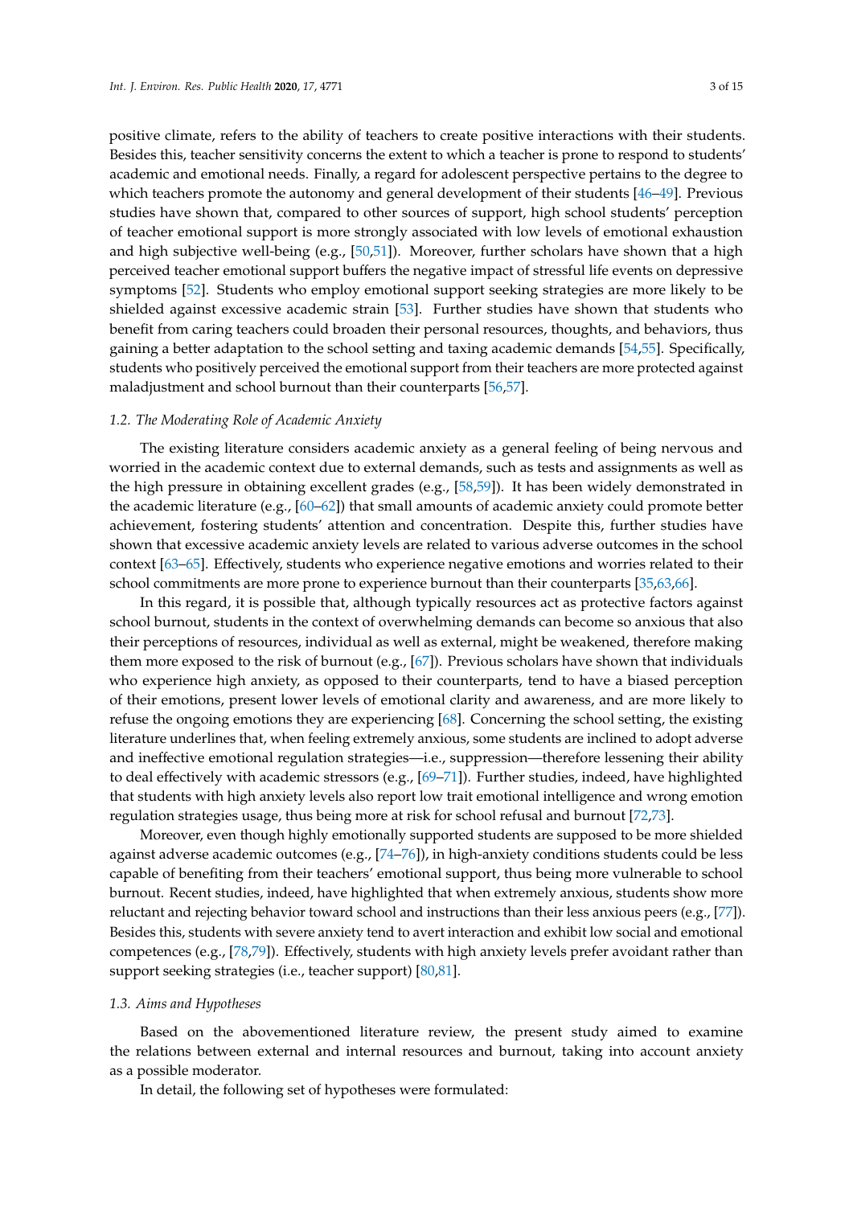positive climate, refers to the ability of teachers to create positive interactions with their students. Besides this, teacher sensitivity concerns the extent to which a teacher is prone to respond to students' academic and emotional needs. Finally, a regard for adolescent perspective pertains to the degree to which teachers promote the autonomy and general development of their students [46–49]. Previous studies have shown that, compared to other sources of support, high school students' perception of teacher emotional support is more strongly associated with low levels of emotional exhaustion and high subjective well-being (e.g., [50,51]). Moreover, further scholars have shown that a high perceived teacher emotional support buffers the negative impact of stressful life events on depressive symptoms [52]. Students who employ emotional support seeking strategies are more likely to be shielded against excessive academic strain [53]. Further studies have shown that students who benefit from caring teachers could broaden their personal resources, thoughts, and behaviors, thus gaining a better adaptation to the school setting and taxing academic demands [54,55]. Specifically, students who positively perceived the emotional support from their teachers are more protected against maladjustment and school burnout than their counterparts [56,57].

### 1.2. The Moderating Role of Academic Anxiety

The existing literature considers academic anxiety as a general feeling of being nervous and worried in the academic context due to external demands, such as tests and assignments as well as the high pressure in obtaining excellent grades (e.g., [58,59]). It has been widely demonstrated in the academic literature (e.g., [60–62]) that small amounts of academic anxiety could promote better achievement, fostering students' attention and concentration. Despite this, further studies have shown that excessive academic anxiety levels are related to various adverse outcomes in the school context [63–65]. Effectively, students who experience negative emotions and worries related to their school commitments are more prone to experience burnout than their counterparts [35,63,66].

In this regard, it is possible that, although typically resources act as protective factors against school burnout, students in the context of overwhelming demands can become so anxious that also their perceptions of resources, individual as well as external, might be weakened, therefore making them more exposed to the risk of burnout (e.g., [67]). Previous scholars have shown that individuals who experience high anxiety, as opposed to their counterparts, tend to have a biased perception of their emotions, present lower levels of emotional clarity and awareness, and are more likely to refuse the ongoing emotions they are experiencing [68]. Concerning the school setting, the existing literature underlines that, when feeling extremely anxious, some students are inclined to adopt adverse and ineffective emotional regulation strategies—i.e., suppression—therefore lessening their ability to deal effectively with academic stressors (e.g., [69–71]). Further studies, indeed, have highlighted that students with high anxiety levels also report low trait emotional intelligence and wrong emotion regulation strategies usage, thus being more at risk for school refusal and burnout [72,73].

Moreover, even though highly emotionally supported students are supposed to be more shielded against adverse academic outcomes (e.g., [74–76]), in high-anxiety conditions students could be less capable of benefiting from their teachers' emotional support, thus being more vulnerable to school burnout. Recent studies, indeed, have highlighted that when extremely anxious, students show more reluctant and rejecting behavior toward school and instructions than their less anxious peers (e.g., [77]). Besides this, students with severe anxiety tend to avert interaction and exhibit low social and emotional competences (e.g., [78,79]). Effectively, students with high anxiety levels prefer avoidant rather than support seeking strategies (i.e., teacher support) [80,81].

### 1.3. Aims and Hypotheses

Based on the abovementioned literature review, the present study aimed to examine the relations between external and internal resources and burnout, taking into account anxiety as a possible moderator.

In detail, the following set of hypotheses were formulated: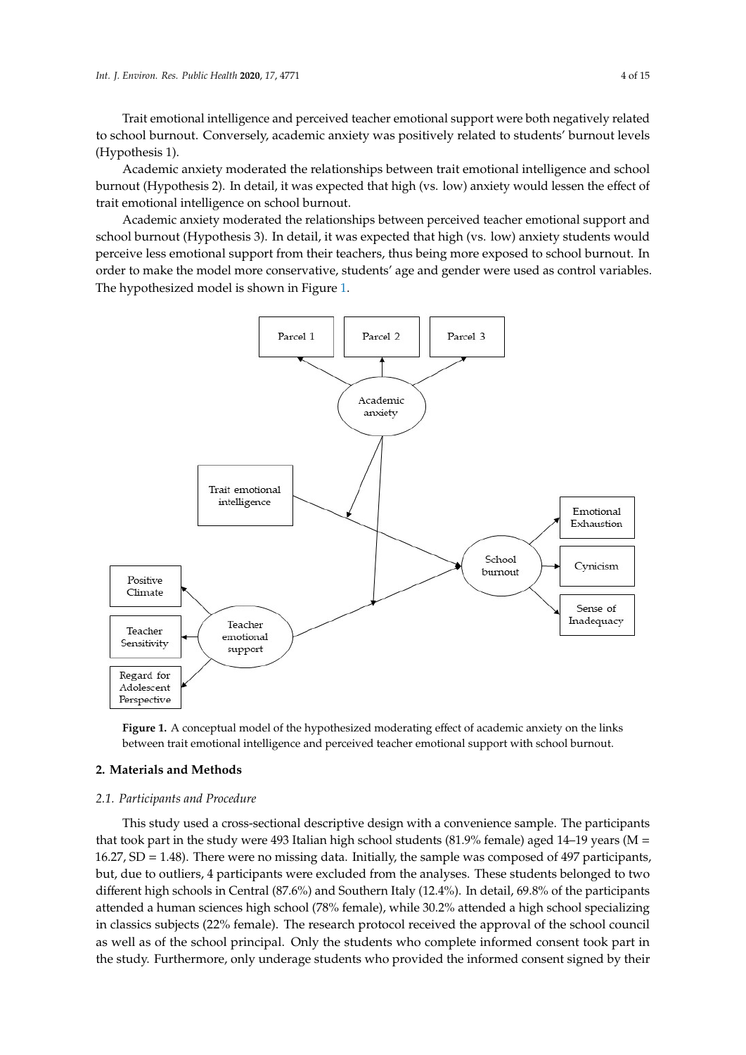Trait emotional intelligence and perceived teacher emotional support were both negatively related to school burnout. Conversely, academic anxiety was positively related to students' burnout levels (Hypothesis 1).

Academic anxiety moderated the relationships between trait emotional intelligence and school burnout (Hypothesis 2). In detail, it was expected that high (vs. low) anxiety would lessen the effect of trait emotional intelligence on school burnout.

Academic anxiety moderated the relationships between perceived teacher emotional support and school burnout (Hypothesis 3). In detail, it was expected that high (vs. low) anxiety students would perceive less emotional support from their teachers, thus being more exposed to school burnout. In order to make the model more conservative, students' age and gender were used as control variables. The hypothesized model is shown in Figure 1.

**Figure 1.** A conceptual model of the hypothesized moderating effect of academic anxiety on the links between trait emotional intelligence and perceived teacher emotional support with school burnout.

## 2. Materials and Methods

### *2.1. Participants and Procedure*

This study used a cross-sectional descriptive design with a convenience sample. The participants that took part in the study were 493 Italian high school students (81.9% female) aged 14–19 years (M = 16.27, SD = 1.48). There were no missing data. Initially, the sample was composed of 497 participants, but, due to outliers, 4 participants were excluded from the analyses. These students belonged to two different high schools in Central (87.6%) and Southern Italy (12.4%). In detail, 69.8% of the participants attended a human sciences high school (78% female), while 30.2% attended a high school specializing in classics subjects (22% female). The research protocol received the approval of the school council as well as of the school principal. Only the students who complete informed consent took part in the study. Furthermore, only underage students who provided the informed consent signed by their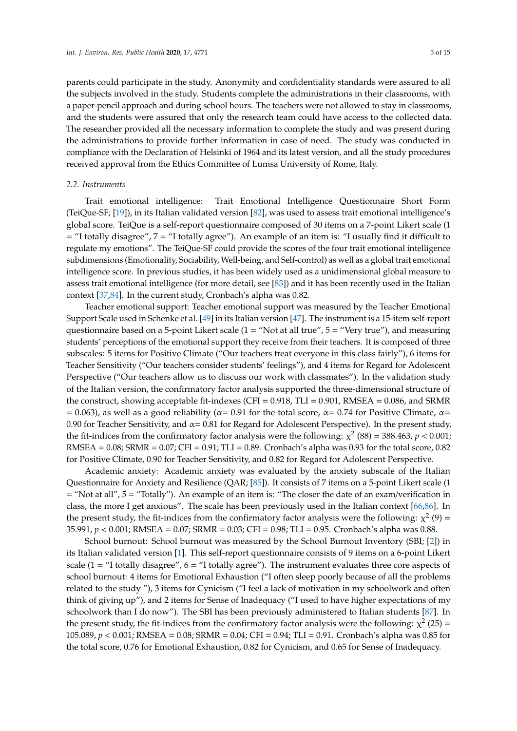parents could participate in the study. Anonymity and confidentiality standards were assured to all the subjects involved in the study. Students complete the administrations in their classrooms, with a paper-pencil approach and during school hours. The teachers were not allowed to stay in classrooms, and the students were assured that only the research team could have access to the collected data. The researcher provided all the necessary information to complete the study and was present during the administrations to provide further information in case of need. The study was conducted in compliance with the Declaration of Helsinki of 1964 and its latest version, and all the study procedures received approval from the Ethics Committee of Lumsa University of Rome, Italy.

### 2.2. Instruments

Trait emotional intelligence: Trait Emotional Intelligence Questionnaire Short Form (TeiQue-SF; [19]), in its Italian validated version [82], was used to assess trait emotional intelligence's global score. TeiQue is a self-report questionnaire composed of 30 items on a 7-point Likert scale (1 = "I totally disagree", 7 = "I totally agree"). An example of an item is: "I usually find it difficult to regulate my emotions". The TeiQue-SF could provide the scores of the four trait emotional intelligence subdimensions (Emotionality, Sociability, Well-being, and Self-control) as well as a global trait emotional intelligence score. In previous studies, it has been widely used as a unidimensional global measure to assess trait emotional intelligence (for more detail, see [83]) and it has been recently used in the Italian context [37,84]. In the current study, Cronbach's alpha was 0.82.

Teacher emotional support: Teacher emotional support was measured by the Teacher Emotional Support Scale used in Schenke et al. [49] in its Italian version [47]. The instrument is a 15-item self-report questionnaire based on a 5-point Likert scale (1 = "Not at all true", 5 = "Very true"), and measuring students' perceptions of the emotional support they receive from their teachers. It is composed of three subscales: 5 items for Positive Climate ("Our teachers treat everyone in this class fairly"), 6 items for Teacher Sensitivity ("Our teachers consider students' feelings"), and 4 items for Regard for Adolescent Perspective ("Our teachers allow us to discuss our work with classmates"). In the validation study of the Italian version, the confirmatory factor analysis supported the three-dimensional structure of the construct, showing acceptable fit-indexes (CFI = 0.918, TLI = 0.901, RMSEA = 0.086, and SRMR = 0.063), as well as a good reliability ($\alpha$= 0.91 for the total score, $\alpha$= 0.74 for Positive Climate, $\alpha$= 0.90 for Teacher Sensitivity, and $\alpha$= 0.81 for Regard for Adolescent Perspective). In the present study, the fit-indices from the confirmatory factor analysis were the following: $\chi^2$ (88) = 388.463, $p < 0.001$; RMSEA = 0.08; SRMR = 0.07; CFI = 0.91; TLI = 0.89. Cronbach's alpha was 0.93 for the total score, 0.82 for Positive Climate, 0.90 for Teacher Sensitivity, and 0.82 for Regard for Adolescent Perspective.

Academic anxiety: Academic anxiety was evaluated by the anxiety subscale of the Italian Questionnaire for Anxiety and Resilience (QAR; [85]). It consists of 7 items on a 5-point Likert scale (1 = "Not at all", 5 = "Totally"). An example of an item is: "The closer the date of an exam/verification in class, the more I get anxious". The scale has been previously used in the Italian context [66,86]. In the present study, the fit-indices from the confirmatory factor analysis were the following: $\chi^2$ (9) = 35.991, $p < 0.001$; RMSEA = 0.07; SRMR = 0.03; CFI = 0.98; TLI = 0.95. Cronbach's alpha was 0.88.

School burnout: School burnout was measured by the School Burnout Inventory (SBI; [2]) in its Italian validated version [1]. This self-report questionnaire consists of 9 items on a 6-point Likert scale (1 = "I totally disagree", 6 = "I totally agree"). The instrument evaluates three core aspects of school burnout: 4 items for Emotional Exhaustion ("I often sleep poorly because of all the problems related to the study "), 3 items for Cynicism ("I feel a lack of motivation in my schoolwork and often think of giving up"), and 2 items for Sense of Inadequacy ("I used to have higher expectations of my schoolwork than I do now"). The SBI has been previously administered to Italian students [87]. In the present study, the fit-indices from the confirmatory factor analysis were the following: $\chi^2$ (25) = 105.089, $p < 0.001$; RMSEA = 0.08; SRMR = 0.04; CFI = 0.94; TLI = 0.91. Cronbach's alpha was 0.85 for the total score, 0.76 for Emotional Exhaustion, 0.82 for Cynicism, and 0.65 for Sense of Inadequacy.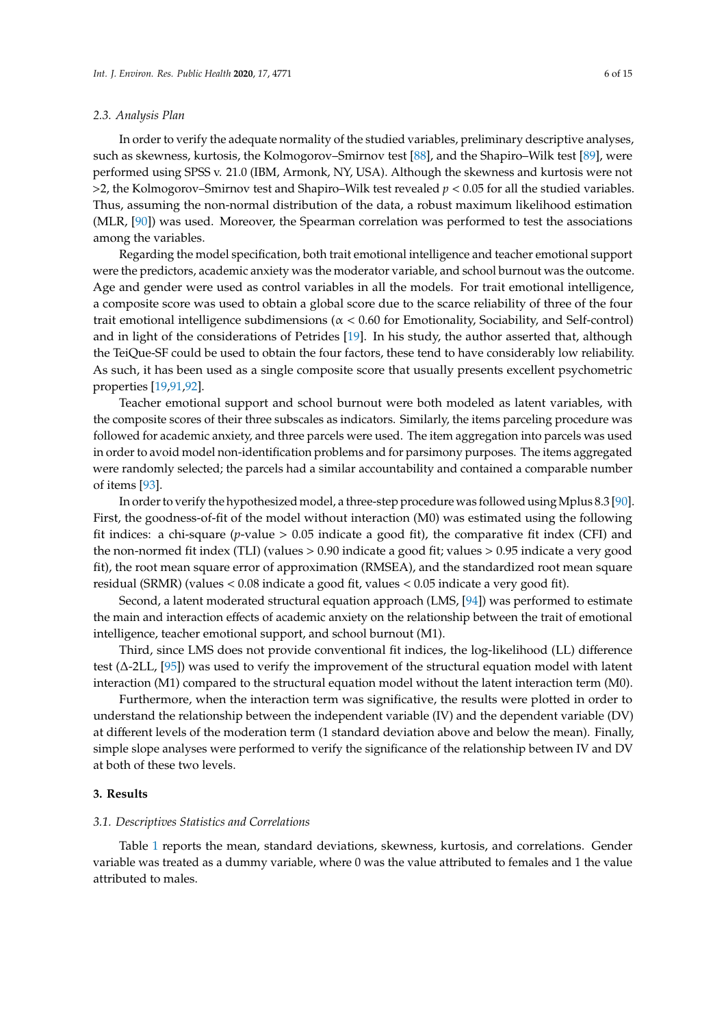### 2.3. Analysis Plan

In order to verify the adequate normality of the studied variables, preliminary descriptive analyses, such as skewness, kurtosis, the Kolmogorov–Smirnov test [88], and the Shapiro–Wilk test [89], were performed using SPSS v. 21.0 (IBM, Armonk, NY, USA). Although the skewness and kurtosis were not >2, the Kolmogorov–Smirnov test and Shapiro–Wilk test revealed $p < 0.05$ for all the studied variables. Thus, assuming the non-normal distribution of the data, a robust maximum likelihood estimation (MLR, [90]) was used. Moreover, the Spearman correlation was performed to test the associations among the variables.

Regarding the model specification, both trait emotional intelligence and teacher emotional support were the predictors, academic anxiety was the moderator variable, and school burnout was the outcome. Age and gender were used as control variables in all the models. For trait emotional intelligence, a composite score was used to obtain a global score due to the scarce reliability of three of the four trait emotional intelligence subdimensions ($\alpha < 0.60$ for Emotionality, Sociability, and Self-control) and in light of the considerations of Petrides [19]. In his study, the author asserted that, although the TeiQue-SF could be used to obtain the four factors, these tend to have considerably low reliability. As such, it has been used as a single composite score that usually presents excellent psychometric properties [19,91,92].

Teacher emotional support and school burnout were both modeled as latent variables, with the composite scores of their three subscales as indicators. Similarly, the items parceling procedure was followed for academic anxiety, and three parcels were used. The item aggregation into parcels was used in order to avoid model non-identification problems and for parsimony purposes. The items aggregated were randomly selected; the parcels had a similar accountability and contained a comparable number of items [93].

In order to verify the hypothesized model, a three-step procedure was followed using Mplus 8.3 [90]. First, the goodness-of-fit of the model without interaction (M0) was estimated using the following fit indices: a chi-square ($p$-value > 0.05 indicate a good fit), the comparative fit index (CFI) and the non-normed fit index (TLI) (values > 0.90 indicate a good fit; values > 0.95 indicate a very good fit), the root mean square error of approximation (RMSEA), and the standardized root mean square residual (SRMR) (values < 0.08 indicate a good fit, values < 0.05 indicate a very good fit).

Second, a latent moderated structural equation approach (LMS, [94]) was performed to estimate the main and interaction effects of academic anxiety on the relationship between the trait of emotional intelligence, teacher emotional support, and school burnout (M1).

Third, since LMS does not provide conventional fit indices, the log-likelihood (LL) difference test (Δ-2LL, [95]) was used to verify the improvement of the structural equation model with latent interaction (M1) compared to the structural equation model without the latent interaction term (M0).

Furthermore, when the interaction term was significative, the results were plotted in order to understand the relationship between the independent variable (IV) and the dependent variable (DV) at different levels of the moderation term (1 standard deviation above and below the mean). Finally, simple slope analyses were performed to verify the significance of the relationship between IV and DV at both of these two levels.

## 3. Results

### 3.1. Descriptives Statistics and Correlations

Table 1 reports the mean, standard deviations, skewness, kurtosis, and correlations. Gender variable was treated as a dummy variable, where 0 was the value attributed to females and 1 the value attributed to males.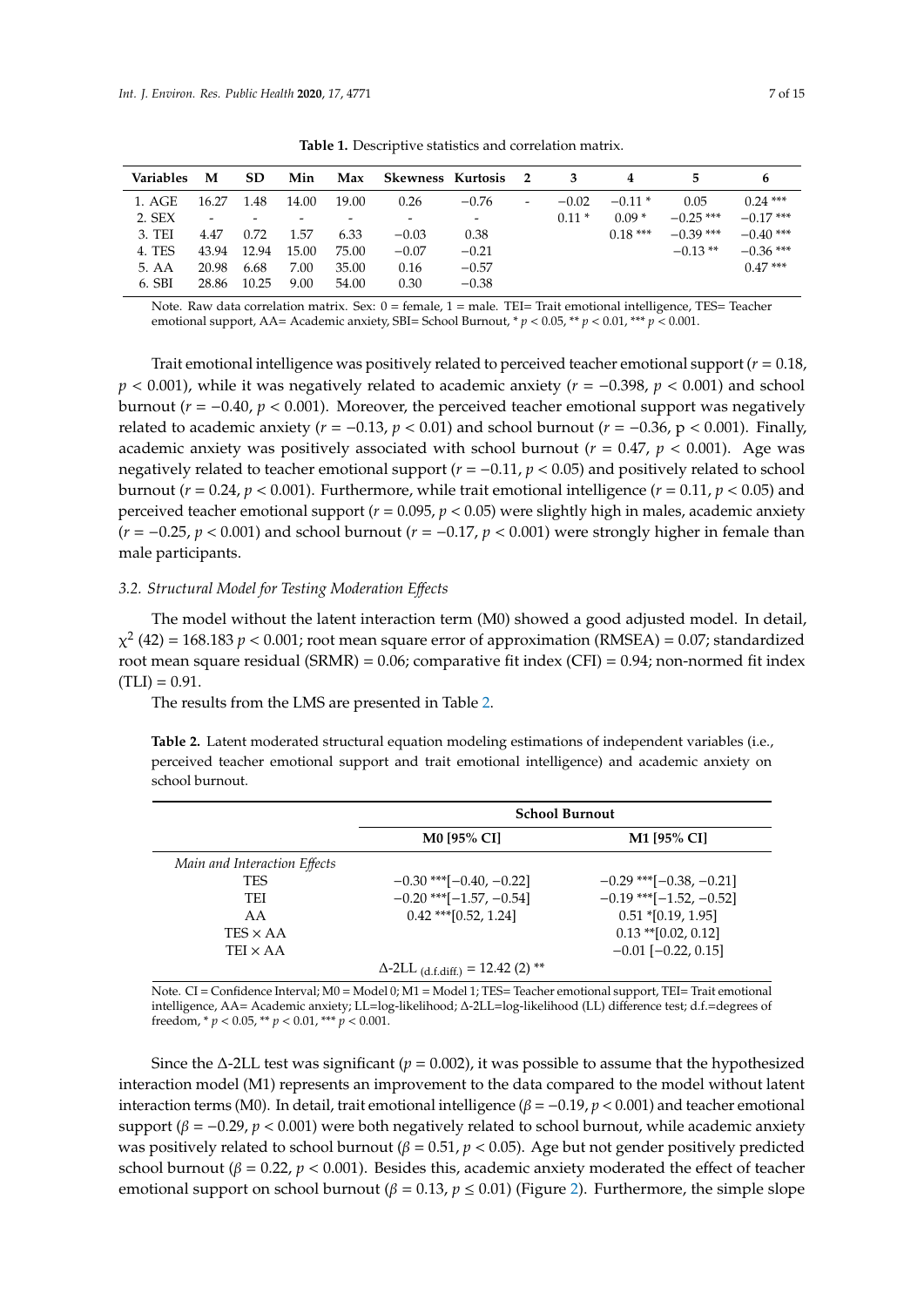**Table 1.** Descriptive statistics and correlation matrix.

| Variables | M | SD | Min | Max | Skewness | Kurtosis | 2 | 3 | 4 | 5 | 6 |
|---|---|---|---|---|---|---|---|---|---|---|---|
| 1. AGE | 16.27 | 1.48 | 14.00 | 19.00 | 0.26 | −0.76 | - | −0.02 | −0.11 * | 0.05 | 0.24 *** |
| 2. SEX | - | - | - | - | - | - | | 0.11 * | 0.09 * | −0.25 *** | −0.17 *** |
| 3. TEI | 4.47 | 0.72 | 1.57 | 6.33 | −0.03 | 0.38 | | | 0.18 *** | −0.39 *** | −0.40 *** |
| 4. TES | 43.94 | 12.94 | 15.00 | 75.00 | −0.07 | −0.21 | | | | −0.13 ** | −0.36 *** |
| 5. AA | 20.98 | 6.68 | 7.00 | 35.00 | 0.16 | −0.57 | | | | | 0.47 *** |
| 6. SBI | 28.86 | 10.25 | 9.00 | 54.00 | 0.30 | −0.38 | | | | | |

Note. Raw data correlation matrix. Sex: 0 = female, 1 = male. TEI= Trait emotional intelligence, TES= Teacher emotional support, AA= Academic anxiety, SBI= School Burnout, * $p < 0.05$, ** $p < 0.01$, *** $p < 0.001$.

Trait emotional intelligence was positively related to perceived teacher emotional support ($r = 0.18$, $p < 0.001$), while it was negatively related to academic anxiety ($r = -0.398$, $p < 0.001$) and school burnout ($r = -0.40$, $p < 0.001$). Moreover, the perceived teacher emotional support was negatively related to academic anxiety ($r = -0.13$, $p < 0.01$) and school burnout ($r = -0.36$, $p < 0.001$). Finally, academic anxiety was positively associated with school burnout ($r = 0.47$, $p < 0.001$). Age was negatively related to teacher emotional support ($r = -0.11$, $p < 0.05$) and positively related to school burnout ($r = 0.24$, $p < 0.001$). Furthermore, while trait emotional intelligence ($r = 0.11$, $p < 0.05$) and perceived teacher emotional support ($r = 0.095$, $p < 0.05$) were slightly high in males, academic anxiety ($r = -0.25$, $p < 0.001$) and school burnout ($r = -0.17$, $p < 0.001$) were strongly higher in female than male participants.

### 3.2. Structural Model for Testing Moderation Effects

The model without the latent interaction term (M0) showed a good adjusted model. In detail, $\chi^2$ (42) = 168.183 $p < 0.001$; root mean square error of approximation (RMSEA) = 0.07; standardized root mean square residual (SRMR) = 0.06; comparative fit index (CFI) = 0.94; non-normed fit index (TLI) = 0.91.

The results from the LMS are presented in Table 2.

**Table 2.** Latent moderated structural equation modeling estimations of independent variables (i.e., perceived teacher emotional support and trait emotional intelligence) and academic anxiety on school burnout.

| | School Burnout | |
|---|---|---|
| | M0 [95% CI] | M1 [95% CI] |
| *Main and Interaction Effects* | | |
| TES | −0.30 ***[−0.40, −0.22] | −0.29 ***[−0.38, −0.21] |
| TEI | −0.20 ***[−1.57, −0.54] | −0.19 ***[−1.52, −0.52] |
| AA | 0.42 ***[0.52, 1.24] | 0.51 *[0.19, 1.95] |
| TES × AA | | 0.13 **[0.02, 0.12] |
| TEI × AA | | −0.01 [−0.22, 0.15] |
| | $\Delta$-2LL $_{(d.f.diff.)}$ = 12.42 (2) ** | |

Note. CI = Confidence Interval; M0 = Model 0; M1 = Model 1; TES= Teacher emotional support, TEI= Trait emotional intelligence, AA= Academic anxiety; LL=log-likelihood; Δ-2LL=log-likelihood (LL) difference test; d.f.=degrees of freedom, * $p < 0.05$, ** $p < 0.01$, *** $p < 0.001$.

Since the Δ-2LL test was significant ($p = 0.002$), it was possible to assume that the hypothesized interaction model (M1) represents an improvement to the data compared to the model without latent interaction terms (M0). In detail, trait emotional intelligence ($\beta = -0.19$, $p < 0.001$) and teacher emotional support ($\beta = -0.29$, $p < 0.001$) were both negatively related to school burnout, while academic anxiety was positively related to school burnout ($\beta = 0.51$, $p < 0.05$). Age but not gender positively predicted school burnout ($\beta = 0.22$, $p < 0.001$). Besides this, academic anxiety moderated the effect of teacher emotional support on school burnout ($\beta = 0.13$, $p \leq 0.01$) (Figure 2). Furthermore, the simple slope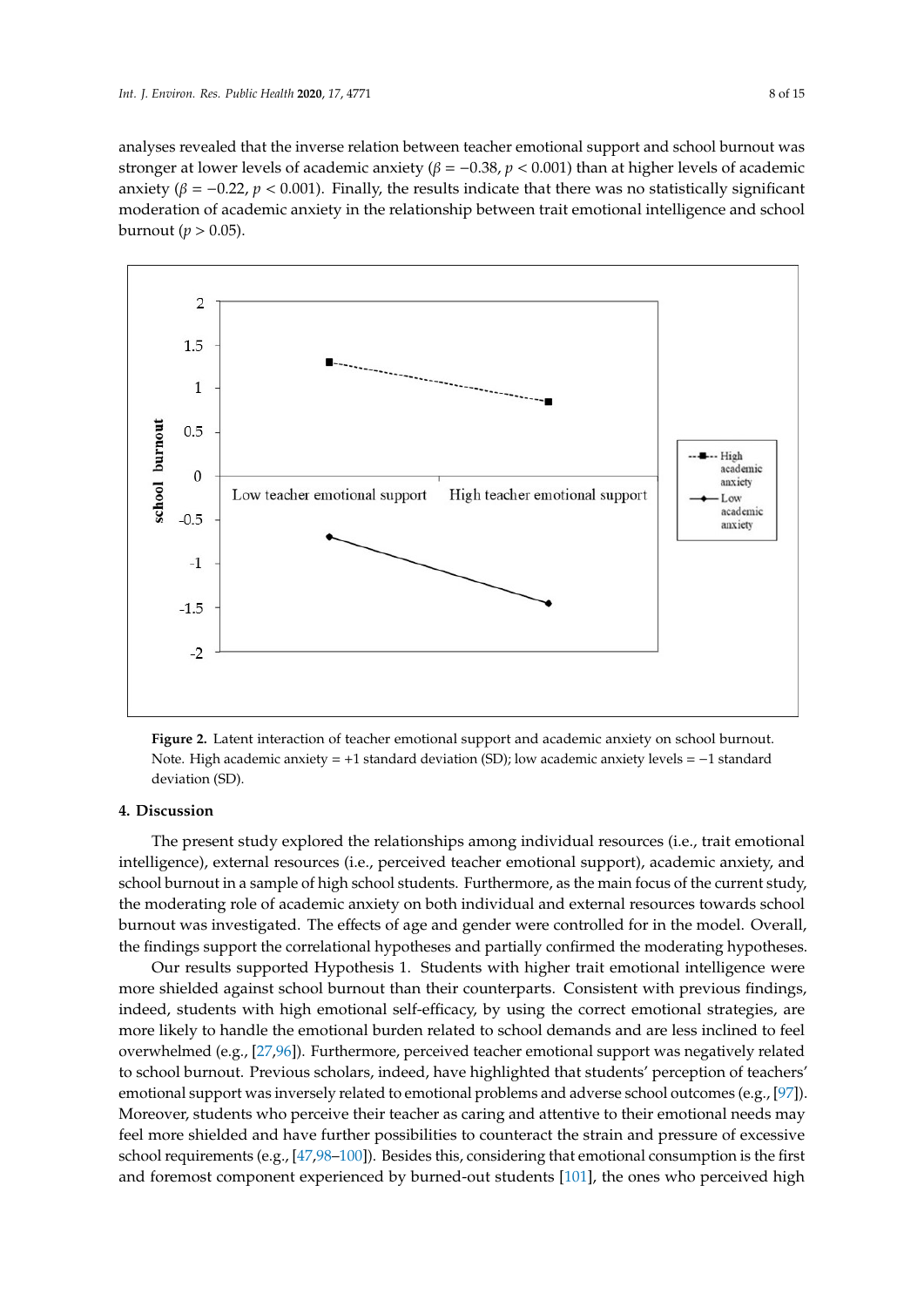analyses revealed that the inverse relation between teacher emotional support and school burnout was stronger at lower levels of academic anxiety ($\beta = -0.38$, $p < 0.001$) than at higher levels of academic anxiety ($\beta = -0.22$, $p < 0.001$). Finally, the results indicate that there was no statistically significant moderation of academic anxiety in the relationship between trait emotional intelligence and school burnout ($p > 0.05$).

**Figure 2.** Latent interaction of teacher emotional support and academic anxiety on school burnout. Note. High academic anxiety = +1 standard deviation (SD); low academic anxiety levels = −1 standard deviation (SD).

## 4. Discussion

The present study explored the relationships among individual resources (i.e., trait emotional intelligence), external resources (i.e., perceived teacher emotional support), academic anxiety, and school burnout in a sample of high school students. Furthermore, as the main focus of the current study, the moderating role of academic anxiety on both individual and external resources towards school burnout was investigated. The effects of age and gender were controlled for in the model. Overall, the findings support the correlational hypotheses and partially confirmed the moderating hypotheses.

Our results supported Hypothesis 1. Students with higher trait emotional intelligence were more shielded against school burnout than their counterparts. Consistent with previous findings, indeed, students with high emotional self-efficacy, by using the correct emotional strategies, are more likely to handle the emotional burden related to school demands and are less inclined to feel overwhelmed (e.g., [27,96]). Furthermore, perceived teacher emotional support was negatively related to school burnout. Previous scholars, indeed, have highlighted that students' perception of teachers' emotional support was inversely related to emotional problems and adverse school outcomes (e.g., [97]). Moreover, students who perceive their teacher as caring and attentive to their emotional needs may feel more shielded and have further possibilities to counteract the strain and pressure of excessive school requirements (e.g., [47,98–100]). Besides this, considering that emotional consumption is the first and foremost component experienced by burned-out students [101], the ones who perceived high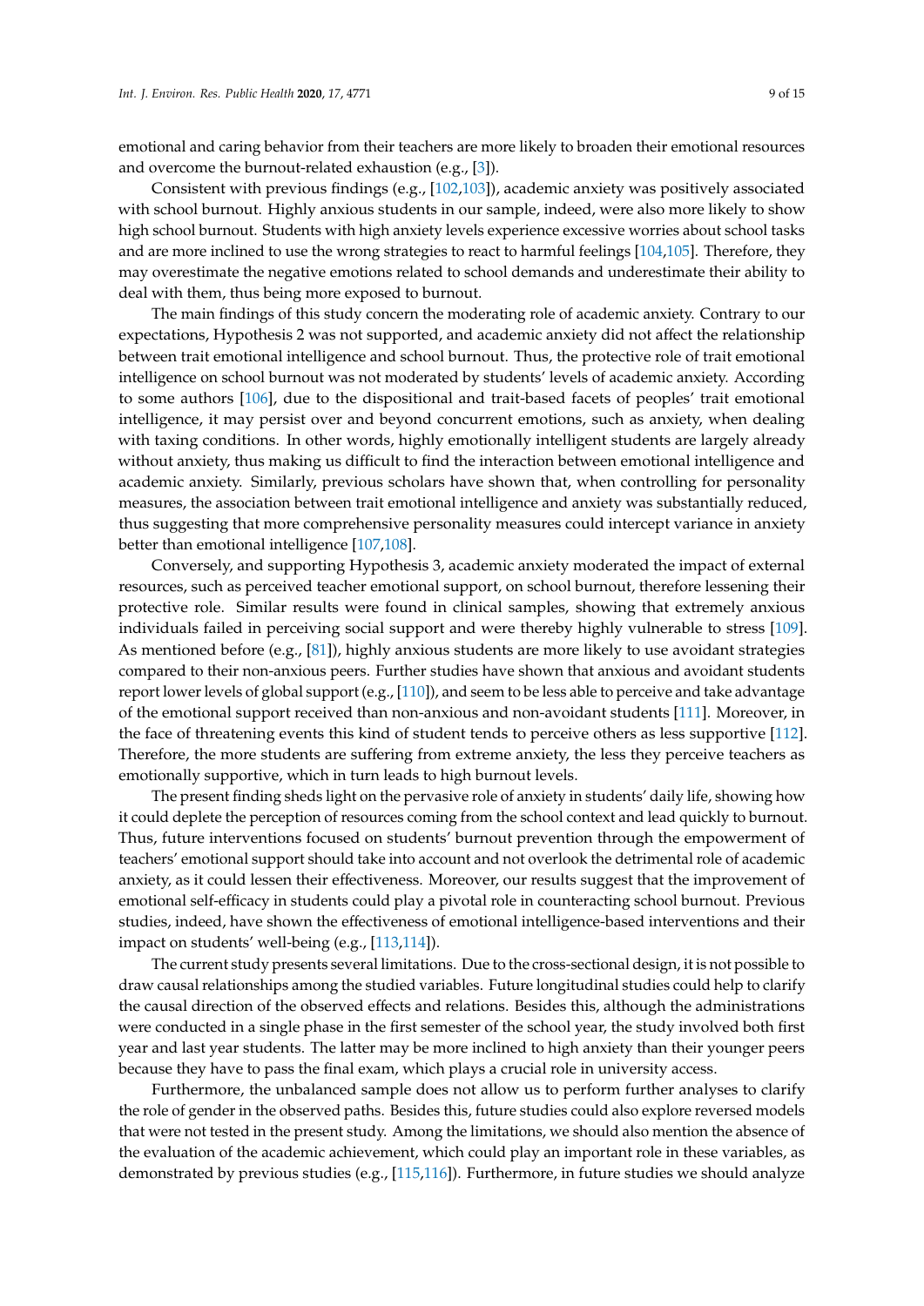emotional and caring behavior from their teachers are more likely to broaden their emotional resources and overcome the burnout-related exhaustion (e.g., [3]).

Consistent with previous findings (e.g., [102,103]), academic anxiety was positively associated with school burnout. Highly anxious students in our sample, indeed, were also more likely to show high school burnout. Students with high anxiety levels experience excessive worries about school tasks and are more inclined to use the wrong strategies to react to harmful feelings [104,105]. Therefore, they may overestimate the negative emotions related to school demands and underestimate their ability to deal with them, thus being more exposed to burnout.

The main findings of this study concern the moderating role of academic anxiety. Contrary to our expectations, Hypothesis 2 was not supported, and academic anxiety did not affect the relationship between trait emotional intelligence and school burnout. Thus, the protective role of trait emotional intelligence on school burnout was not moderated by students' levels of academic anxiety. According to some authors [106], due to the dispositional and trait-based facets of peoples' trait emotional intelligence, it may persist over and beyond concurrent emotions, such as anxiety, when dealing with taxing conditions. In other words, highly emotionally intelligent students are largely already without anxiety, thus making us difficult to find the interaction between emotional intelligence and academic anxiety. Similarly, previous scholars have shown that, when controlling for personality measures, the association between trait emotional intelligence and anxiety was substantially reduced, thus suggesting that more comprehensive personality measures could intercept variance in anxiety better than emotional intelligence [107,108].

Conversely, and supporting Hypothesis 3, academic anxiety moderated the impact of external resources, such as perceived teacher emotional support, on school burnout, therefore lessening their protective role. Similar results were found in clinical samples, showing that extremely anxious individuals failed in perceiving social support and were thereby highly vulnerable to stress [109]. As mentioned before (e.g., [81]), highly anxious students are more likely to use avoidant strategies compared to their non-anxious peers. Further studies have shown that anxious and avoidant students report lower levels of global support (e.g., [110]), and seem to be less able to perceive and take advantage of the emotional support received than non-anxious and non-avoidant students [111]. Moreover, in the face of threatening events this kind of student tends to perceive others as less supportive [112]. Therefore, the more students are suffering from extreme anxiety, the less they perceive teachers as emotionally supportive, which in turn leads to high burnout levels.

The present finding sheds light on the pervasive role of anxiety in students' daily life, showing how it could deplete the perception of resources coming from the school context and lead quickly to burnout. Thus, future interventions focused on students' burnout prevention through the empowerment of teachers' emotional support should take into account and not overlook the detrimental role of academic anxiety, as it could lessen their effectiveness. Moreover, our results suggest that the improvement of emotional self-efficacy in students could play a pivotal role in counteracting school burnout. Previous studies, indeed, have shown the effectiveness of emotional intelligence-based interventions and their impact on students' well-being (e.g., [113,114]).

The current study presents several limitations. Due to the cross-sectional design, it is not possible to draw causal relationships among the studied variables. Future longitudinal studies could help to clarify the causal direction of the observed effects and relations. Besides this, although the administrations were conducted in a single phase in the first semester of the school year, the study involved both first year and last year students. The latter may be more inclined to high anxiety than their younger peers because they have to pass the final exam, which plays a crucial role in university access.

Furthermore, the unbalanced sample does not allow us to perform further analyses to clarify the role of gender in the observed paths. Besides this, future studies could also explore reversed models that were not tested in the present study. Among the limitations, we should also mention the absence of the evaluation of the academic achievement, which could play an important role in these variables, as demonstrated by previous studies (e.g., [115,116]). Furthermore, in future studies we should analyze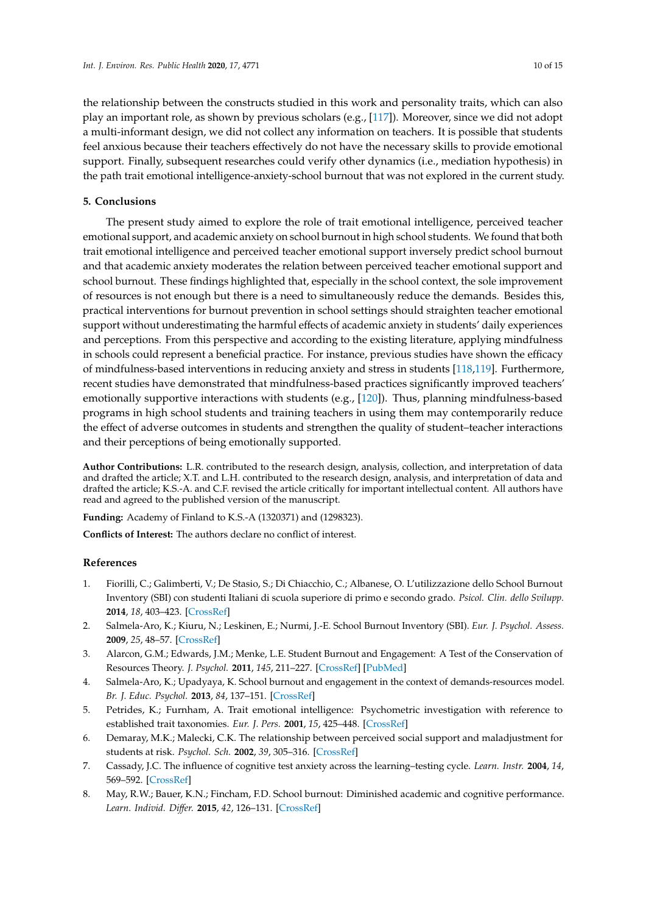the relationship between the constructs studied in this work and personality traits, which can also play an important role, as shown by previous scholars (e.g., [117]). Moreover, since we did not adopt a multi-informant design, we did not collect any information on teachers. It is possible that students feel anxious because their teachers effectively do not have the necessary skills to provide emotional support. Finally, subsequent researches could verify other dynamics (i.e., mediation hypothesis) in the path trait emotional intelligence-anxiety-school burnout that was not explored in the current study.

## 5. Conclusions

The present study aimed to explore the role of trait emotional intelligence, perceived teacher emotional support, and academic anxiety on school burnout in high school students. We found that both trait emotional intelligence and perceived teacher emotional support inversely predict school burnout and that academic anxiety moderates the relation between perceived teacher emotional support and school burnout. These findings highlighted that, especially in the school context, the sole improvement of resources is not enough but there is a need to simultaneously reduce the demands. Besides this, practical interventions for burnout prevention in school settings should straighten teacher emotional support without underestimating the harmful effects of academic anxiety in students' daily experiences and perceptions. From this perspective and according to the existing literature, applying mindfulness in schools could represent a beneficial practice. For instance, previous studies have shown the efficacy of mindfulness-based interventions in reducing anxiety and stress in students [118,119]. Furthermore, recent studies have demonstrated that mindfulness-based practices significantly improved teachers' emotionally supportive interactions with students (e.g., [120]). Thus, planning mindfulness-based programs in high school students and training teachers in using them may contemporarily reduce the effect of adverse outcomes in students and strengthen the quality of student–teacher interactions and their perceptions of being emotionally supported.

**Author Contributions:** L.R. contributed to the research design, analysis, collection, and interpretation of data and drafted the article; X.T. and L.H. contributed to the research design, analysis, and interpretation of data and drafted the article; K.S.-A. and C.F. revised the article critically for important intellectual content. All authors have read and agreed to the published version of the manuscript.

**Funding:** Academy of Finland to K.S.-A (1320371) and (1298323).

**Conflicts of Interest:** The authors declare no conflict of interest.

## References

1. Fiorilli, C.; Galimberti, V.; De Stasio, S.; Di Chiacchio, C.; Albanese, O. L'utilizzazione dello School Burnout Inventory (SBI) con studenti Italiani di scuola superiore di primo e secondo grado. *Psicol. Clin. dello Svilupp.* **2014**, *18*, 403–423. [CrossRef]
2. Salmela-Aro, K.; Kiuru, N.; Leskinen, E.; Nurmi, J.-E. School Burnout Inventory (SBI). *Eur. J. Psychol. Assess.* **2009**, *25*, 48–57. [CrossRef]
3. Alarcon, G.M.; Edwards, J.M.; Menke, L.E. Student Burnout and Engagement: A Test of the Conservation of Resources Theory. *J. Psychol.* **2011**, *145*, 211–227. [CrossRef] [PubMed]
4. Salmela-Aro, K.; Upadyaya, K. School burnout and engagement in the context of demands-resources model. *Br. J. Educ. Psychol.* **2013**, *84*, 137–151. [CrossRef]
5. Petrides, K.; Furnham, A. Trait emotional intelligence: Psychometric investigation with reference to established trait taxonomies. *Eur. J. Pers.* **2001**, *15*, 425–448. [CrossRef]
6. Demaray, M.K.; Malecki, C.K. The relationship between perceived social support and maladjustment for students at risk. *Psychol. Sch.* **2002**, *39*, 305–316. [CrossRef]
7. Cassady, J.C. The influence of cognitive test anxiety across the learning–testing cycle. *Learn. Instr.* **2004**, *14*, 569–592. [CrossRef]
8. May, R.W.; Bauer, K.N.; Fincham, F.D. School burnout: Diminished academic and cognitive performance. *Learn. Individ. Differ.* **2015**, *42*, 126–131. [CrossRef]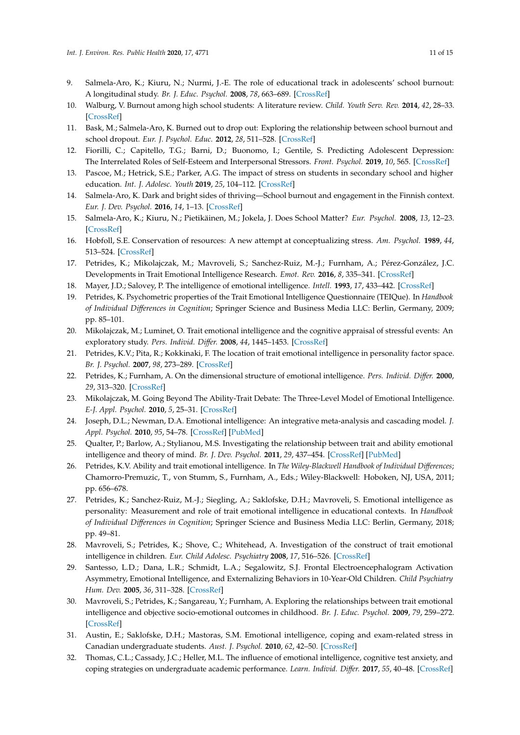9. Salmela-Aro, K.; Kiuru, N.; Nurmi, J.-E. The role of educational track in adolescents' school burnout: A longitudinal study. *Br. J. Educ. Psychol.* **2008**, *78*, 663–689. [CrossRef]
10. Walburg, V. Burnout among high school students: A literature review. *Child. Youth Serv. Rev.* **2014**, *42*, 28–33. [CrossRef]
11. Bask, M.; Salmela-Aro, K. Burned out to drop out: Exploring the relationship between school burnout and school dropout. *Eur. J. Psychol. Educ.* **2012**, *28*, 511–528. [CrossRef]
12. Fiorilli, C.; Capitello, T.G.; Barni, D.; Buonomo, I.; Gentile, S. Predicting Adolescent Depression: The Interrelated Roles of Self-Esteem and Interpersonal Stressors. *Front. Psychol.* **2019**, *10*, 565. [CrossRef]
13. Pascoe, M.; Hetrick, S.E.; Parker, A.G. The impact of stress on students in secondary school and higher education. *Int. J. Adolesc. Youth* **2019**, *25*, 104–112. [CrossRef]
14. Salmela-Aro, K. Dark and bright sides of thriving—School burnout and engagement in the Finnish context. *Eur. J. Dev. Psychol.* **2016**, *14*, 1–13. [CrossRef]
15. Salmela-Aro, K.; Kiuru, N.; Pietikäinen, M.; Jokela, J. Does School Matter? *Eur. Psychol.* **2008**, *13*, 12–23. [CrossRef]
16. Hobfoll, S.E. Conservation of resources: A new attempt at conceptualizing stress. *Am. Psychol.* **1989**, *44*, 513–524. [CrossRef]
17. Petrides, K.; Mikolajczak, M.; Mavroveli, S.; Sanchez-Ruiz, M.-J.; Furnham, A.; Pérez-González, J.C. Developments in Trait Emotional Intelligence Research. *Emot. Rev.* **2016**, *8*, 335–341. [CrossRef]
18. Mayer, J.D.; Salovey, P. The intelligence of emotional intelligence. *Intell.* **1993**, *17*, 433–442. [CrossRef]
19. Petrides, K. Psychometric properties of the Trait Emotional Intelligence Questionnaire (TEIQue). In *Handbook of Individual Differences in Cognition*; Springer Science and Business Media LLC: Berlin, Germany, 2009; pp. 85–101.
20. Mikolajczak, M.; Luminet, O. Trait emotional intelligence and the cognitive appraisal of stressful events: An exploratory study. *Pers. Individ. Differ.* **2008**, *44*, 1445–1453. [CrossRef]
21. Petrides, K.V.; Pita, R.; Kokkinaki, F. The location of trait emotional intelligence in personality factor space. *Br. J. Psychol.* **2007**, *98*, 273–289. [CrossRef]
22. Petrides, K.; Furnham, A. On the dimensional structure of emotional intelligence. *Pers. Individ. Differ.* **2000**, *29*, 313–320. [CrossRef]
23. Mikolajczak, M. Going Beyond The Ability-Trait Debate: The Three-Level Model of Emotional Intelligence. *E-J. Appl. Psychol.* **2010**, *5*, 25–31. [CrossRef]
24. Joseph, D.L.; Newman, D.A. Emotional intelligence: An integrative meta-analysis and cascading model. *J. Appl. Psychol.* **2010**, *95*, 54–78. [CrossRef] [PubMed]
25. Qualter, P.; Barlow, A.; Stylianou, M.S. Investigating the relationship between trait and ability emotional intelligence and theory of mind. *Br. J. Dev. Psychol.* **2011**, *29*, 437–454. [CrossRef] [PubMed]
26. Petrides, K.V. Ability and trait emotional intelligence. In *The Wiley-Blackwell Handbook of Individual Differences*; Chamorro-Premuzic, T., von Stumm, S., Furnham, A., Eds.; Wiley-Blackwell: Hoboken, NJ, USA, 2011; pp. 656–678.
27. Petrides, K.; Sanchez-Ruiz, M.-J.; Siegling, A.; Saklofske, D.H.; Mavroveli, S. Emotional intelligence as personality: Measurement and role of trait emotional intelligence in educational contexts. In *Handbook of Individual Differences in Cognition*; Springer Science and Business Media LLC: Berlin, Germany, 2018; pp. 49–81.
28. Mavroveli, S.; Petrides, K.; Shove, C.; Whitehead, A. Investigation of the construct of trait emotional intelligence in children. *Eur. Child Adolesc. Psychiatry* **2008**, *17*, 516–526. [CrossRef]
29. Santesso, L.D.; Dana, L.R.; Schmidt, L.A.; Segalowitz, S.J. Frontal Electroencephalogram Activation Asymmetry, Emotional Intelligence, and Externalizing Behaviors in 10-Year-Old Children. *Child Psychiatry Hum. Dev.* **2005**, *36*, 311–328. [CrossRef]
30. Mavroveli, S.; Petrides, K.; Sangareau, Y.; Furnham, A. Exploring the relationships between trait emotional intelligence and objective socio-emotional outcomes in childhood. *Br. J. Educ. Psychol.* **2009**, *79*, 259–272. [CrossRef]
31. Austin, E.; Saklofske, D.H.; Mastoras, S.M. Emotional intelligence, coping and exam-related stress in Canadian undergraduate students. *Aust. J. Psychol.* **2010**, *62*, 42–50. [CrossRef]
32. Thomas, C.L.; Cassady, J.C.; Heller, M.L. The influence of emotional intelligence, cognitive test anxiety, and coping strategies on undergraduate academic performance. *Learn. Individ. Differ.* **2017**, *55*, 40–48. [CrossRef]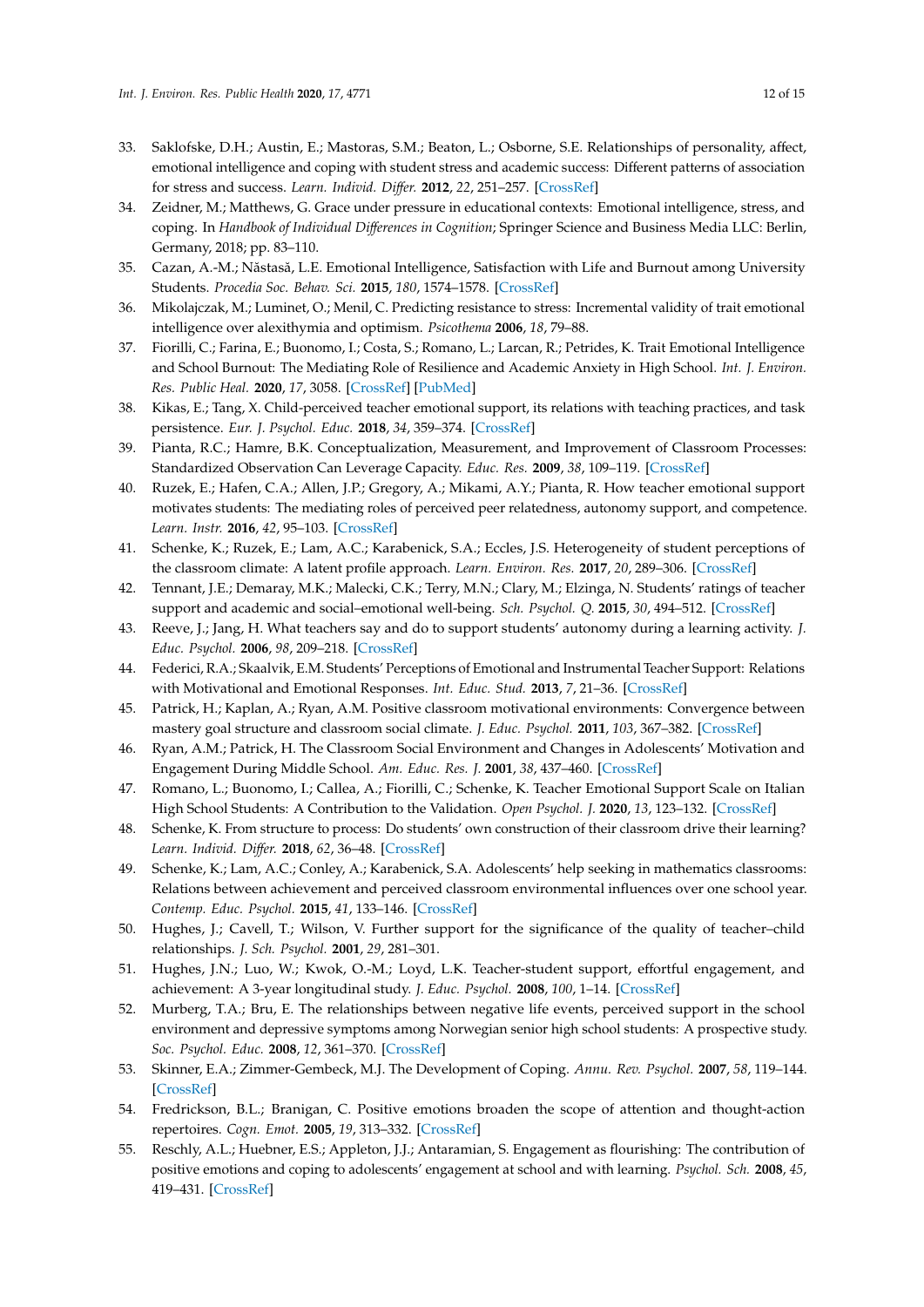33. Saklofske, D.H.; Austin, E.; Mastoras, S.M.; Beaton, L.; Osborne, S.E. Relationships of personality, affect, emotional intelligence and coping with student stress and academic success: Different patterns of association for stress and success. *Learn. Individ. Differ.* **2012**, *22*, 251–257. [CrossRef]
34. Zeidner, M.; Matthews, G. Grace under pressure in educational contexts: Emotional intelligence, stress, and coping. In *Handbook of Individual Differences in Cognition*; Springer Science and Business Media LLC: Berlin, Germany, 2018; pp. 83–110.
35. Cazan, A.-M.; Năstasă, L.E. Emotional Intelligence, Satisfaction with Life and Burnout among University Students. *Procedia Soc. Behav. Sci.* **2015**, *180*, 1574–1578. [CrossRef]
36. Mikolajczak, M.; Luminet, O.; Menil, C. Predicting resistance to stress: Incremental validity of trait emotional intelligence over alexithymia and optimism. *Psicothema* **2006**, *18*, 79–88.
37. Fiorilli, C.; Farina, E.; Buonomo, I.; Costa, S.; Romano, L.; Larcan, R.; Petrides, K. Trait Emotional Intelligence and School Burnout: The Mediating Role of Resilience and Academic Anxiety in High School. *Int. J. Environ. Res. Public Heal.* **2020**, *17*, 3058. [CrossRef] [PubMed]
38. Kikas, E.; Tang, X. Child-perceived teacher emotional support, its relations with teaching practices, and task persistence. *Eur. J. Psychol. Educ.* **2018**, *34*, 359–374. [CrossRef]
39. Pianta, R.C.; Hamre, B.K. Conceptualization, Measurement, and Improvement of Classroom Processes: Standardized Observation Can Leverage Capacity. *Educ. Res.* **2009**, *38*, 109–119. [CrossRef]
40. Ruzek, E.; Hafen, C.A.; Allen, J.P.; Gregory, A.; Mikami, A.Y.; Pianta, R. How teacher emotional support motivates students: The mediating roles of perceived peer relatedness, autonomy support, and competence. *Learn. Instr.* **2016**, *42*, 95–103. [CrossRef]
41. Schenke, K.; Ruzek, E.; Lam, A.C.; Karabenick, S.A.; Eccles, J.S. Heterogeneity of student perceptions of the classroom climate: A latent profile approach. *Learn. Environ. Res.* **2017**, *20*, 289–306. [CrossRef]
42. Tennant, J.E.; Demaray, M.K.; Malecki, C.K.; Terry, M.N.; Clary, M.; Elzinga, N. Students' ratings of teacher support and academic and social–emotional well-being. *Sch. Psychol. Q.* **2015**, *30*, 494–512. [CrossRef]
43. Reeve, J.; Jang, H. What teachers say and do to support students' autonomy during a learning activity. *J. Educ. Psychol.* **2006**, *98*, 209–218. [CrossRef]
44. Federici, R.A.; Skaalvik, E.M. Students' Perceptions of Emotional and Instrumental Teacher Support: Relations with Motivational and Emotional Responses. *Int. Educ. Stud.* **2013**, *7*, 21–36. [CrossRef]
45. Patrick, H.; Kaplan, A.; Ryan, A.M. Positive classroom motivational environments: Convergence between mastery goal structure and classroom social climate. *J. Educ. Psychol.* **2011**, *103*, 367–382. [CrossRef]
46. Ryan, A.M.; Patrick, H. The Classroom Social Environment and Changes in Adolescents' Motivation and Engagement During Middle School. *Am. Educ. Res. J.* **2001**, *38*, 437–460. [CrossRef]
47. Romano, L.; Buonomo, I.; Callea, A.; Fiorilli, C.; Schenke, K. Teacher Emotional Support Scale on Italian High School Students: A Contribution to the Validation. *Open Psychol. J.* **2020**, *13*, 123–132. [CrossRef]
48. Schenke, K. From structure to process: Do students' own construction of their classroom drive their learning? *Learn. Individ. Differ.* **2018**, *62*, 36–48. [CrossRef]
49. Schenke, K.; Lam, A.C.; Conley, A.; Karabenick, S.A. Adolescents' help seeking in mathematics classrooms: Relations between achievement and perceived classroom environmental influences over one school year. *Contemp. Educ. Psychol.* **2015**, *41*, 133–146. [CrossRef]
50. Hughes, J.; Cavell, T.; Wilson, V. Further support for the significance of the quality of teacher–child relationships. *J. Sch. Psychol.* **2001**, *29*, 281–301.
51. Hughes, J.N.; Luo, W.; Kwok, O.-M.; Loyd, L.K. Teacher-student support, effortful engagement, and achievement: A 3-year longitudinal study. *J. Educ. Psychol.* **2008**, *100*, 1–14. [CrossRef]
52. Murberg, T.A.; Bru, E. The relationships between negative life events, perceived support in the school environment and depressive symptoms among Norwegian senior high school students: A prospective study. *Soc. Psychol. Educ.* **2008**, *12*, 361–370. [CrossRef]
53. Skinner, E.A.; Zimmer-Gembeck, M.J. The Development of Coping. *Annu. Rev. Psychol.* **2007**, *58*, 119–144. [CrossRef]
54. Fredrickson, B.L.; Branigan, C. Positive emotions broaden the scope of attention and thought-action repertoires. *Cogn. Emot.* **2005**, *19*, 313–332. [CrossRef]
55. Reschly, A.L.; Huebner, E.S.; Appleton, J.J.; Antaramian, S. Engagement as flourishing: The contribution of positive emotions and coping to adolescents' engagement at school and with learning. *Psychol. Sch.* **2008**, *45*, 419–431. [CrossRef]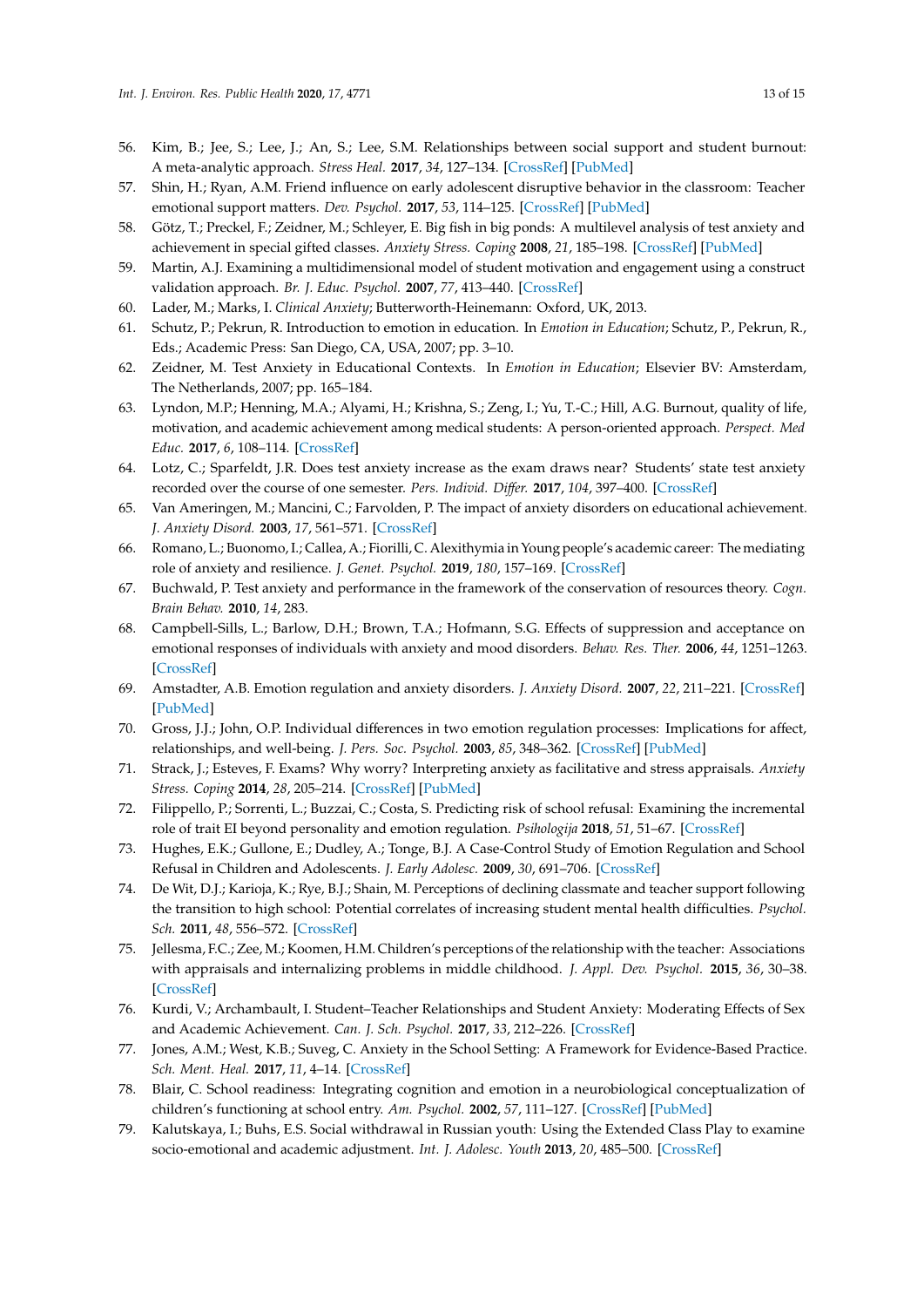56. Kim, B.; Jee, S.; Lee, J.; An, S.; Lee, S.M. Relationships between social support and student burnout: A meta-analytic approach. *Stress Heal.* **2017**, *34*, 127–134. [CrossRef] [PubMed]
57. Shin, H.; Ryan, A.M. Friend influence on early adolescent disruptive behavior in the classroom: Teacher emotional support matters. *Dev. Psychol.* **2017**, *53*, 114–125. [CrossRef] [PubMed]
58. Götz, T.; Preckel, F.; Zeidner, M.; Schleyer, E. Big fish in big ponds: A multilevel analysis of test anxiety and achievement in special gifted classes. *Anxiety Stress. Coping* **2008**, *21*, 185–198. [CrossRef] [PubMed]
59. Martin, A.J. Examining a multidimensional model of student motivation and engagement using a construct validation approach. *Br. J. Educ. Psychol.* **2007**, *77*, 413–440. [CrossRef]
60. Lader, M.; Marks, I. *Clinical Anxiety*; Butterworth-Heinemann: Oxford, UK, 2013.
61. Schutz, P.; Pekrun, R. Introduction to emotion in education. In *Emotion in Education*; Schutz, P., Pekrun, R., Eds.; Academic Press: San Diego, CA, USA, 2007; pp. 3–10.
62. Zeidner, M. Test Anxiety in Educational Contexts. In *Emotion in Education*; Elsevier BV: Amsterdam, The Netherlands, 2007; pp. 165–184.
63. Lyndon, M.P.; Henning, M.A.; Alyami, H.; Krishna, S.; Zeng, I.; Yu, T.-C.; Hill, A.G. Burnout, quality of life, motivation, and academic achievement among medical students: A person-oriented approach. *Perspect. Med Educ.* **2017**, *6*, 108–114. [CrossRef]
64. Lotz, C.; Sparfeldt, J.R. Does test anxiety increase as the exam draws near? Students' state test anxiety recorded over the course of one semester. *Pers. Individ. Differ.* **2017**, *104*, 397–400. [CrossRef]
65. Van Ameringen, M.; Mancini, C.; Farvolden, P. The impact of anxiety disorders on educational achievement. *J. Anxiety Disord.* **2003**, *17*, 561–571. [CrossRef]
66. Romano, L.; Buonomo, I.; Callea, A.; Fiorilli, C. Alexithymia in Young people's academic career: The mediating role of anxiety and resilience. *J. Genet. Psychol.* **2019**, *180*, 157–169. [CrossRef]
67. Buchwald, P. Test anxiety and performance in the framework of the conservation of resources theory. *Cogn. Brain Behav.* **2010**, *14*, 283.
68. Campbell-Sills, L.; Barlow, D.H.; Brown, T.A.; Hofmann, S.G. Effects of suppression and acceptance on emotional responses of individuals with anxiety and mood disorders. *Behav. Res. Ther.* **2006**, *44*, 1251–1263. [CrossRef]
69. Amstadter, A.B. Emotion regulation and anxiety disorders. *J. Anxiety Disord.* **2007**, *22*, 211–221. [CrossRef] [PubMed]
70. Gross, J.J.; John, O.P. Individual differences in two emotion regulation processes: Implications for affect, relationships, and well-being. *J. Pers. Soc. Psychol.* **2003**, *85*, 348–362. [CrossRef] [PubMed]
71. Strack, J.; Esteves, F. Exams? Why worry? Interpreting anxiety as facilitative and stress appraisals. *Anxiety Stress. Coping* **2014**, *28*, 205–214. [CrossRef] [PubMed]
72. Filippello, P.; Sorrenti, L.; Buzzai, C.; Costa, S. Predicting risk of school refusal: Examining the incremental role of trait EI beyond personality and emotion regulation. *Psihologija* **2018**, *51*, 51–67. [CrossRef]
73. Hughes, E.K.; Gullone, E.; Dudley, A.; Tonge, B.J. A Case-Control Study of Emotion Regulation and School Refusal in Children and Adolescents. *J. Early Adolesc.* **2009**, *30*, 691–706. [CrossRef]
74. De Wit, D.J.; Karioja, K.; Rye, B.J.; Shain, M. Perceptions of declining classmate and teacher support following the transition to high school: Potential correlates of increasing student mental health difficulties. *Psychol. Sch.* **2011**, *48*, 556–572. [CrossRef]
75. Jellesma, F.C.; Zee, M.; Koomen, H.M. Children's perceptions of the relationship with the teacher: Associations with appraisals and internalizing problems in middle childhood. *J. Appl. Dev. Psychol.* **2015**, *36*, 30–38. [CrossRef]
76. Kurdi, V.; Archambault, I. Student–Teacher Relationships and Student Anxiety: Moderating Effects of Sex and Academic Achievement. *Can. J. Sch. Psychol.* **2017**, *33*, 212–226. [CrossRef]
77. Jones, A.M.; West, K.B.; Suveg, C. Anxiety in the School Setting: A Framework for Evidence-Based Practice. *Sch. Ment. Heal.* **2017**, *11*, 4–14. [CrossRef]
78. Blair, C. School readiness: Integrating cognition and emotion in a neurobiological conceptualization of children's functioning at school entry. *Am. Psychol.* **2002**, *57*, 111–127. [CrossRef] [PubMed]
79. Kalutskaya, I.; Buhs, E.S. Social withdrawal in Russian youth: Using the Extended Class Play to examine socio-emotional and academic adjustment. *Int. J. Adolesc. Youth* **2013**, *20*, 485–500. [CrossRef]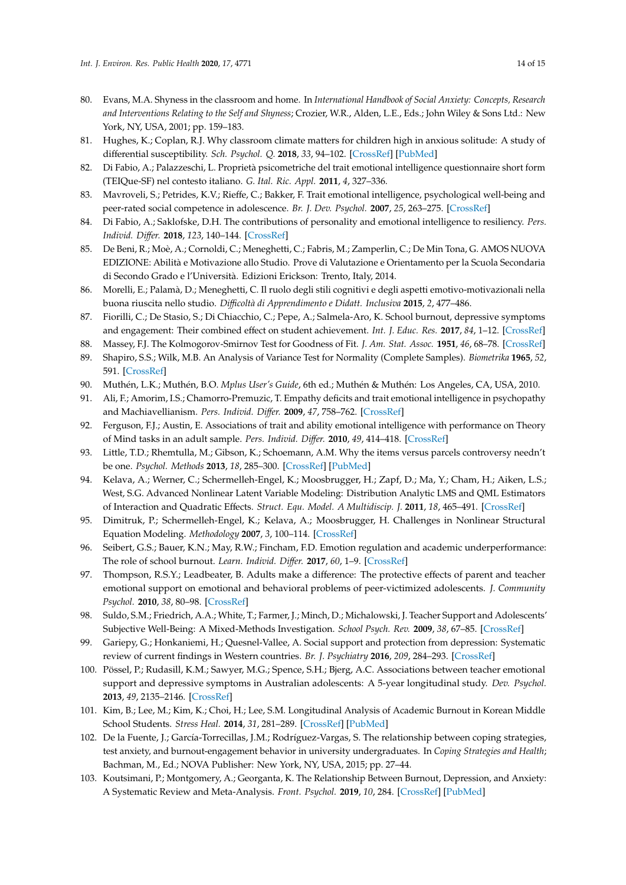80. Evans, M.A. Shyness in the classroom and home. In *International Handbook of Social Anxiety: Concepts, Research and Interventions Relating to the Self and Shyness*; Crozier, W.R., Alden, L.E., Eds.; John Wiley & Sons Ltd.: New York, NY, USA, 2001; pp. 159–183.
81. Hughes, K.; Coplan, R.J. Why classroom climate matters for children high in anxious solitude: A study of differential susceptibility. *Sch. Psychol. Q.* **2018**, *33*, 94–102. [CrossRef] [PubMed]
82. Di Fabio, A.; Palazzeschi, L. Proprietà psicometriche del trait emotional intelligence questionnaire short form (TEIQue-SF) nel contesto italiano. *G. Ital. Ric. Appl.* **2011**, *4*, 327–336.
83. Mavroveli, S.; Petrides, K.V.; Rieffe, C.; Bakker, F. Trait emotional intelligence, psychological well-being and peer-rated social competence in adolescence. *Br. J. Dev. Psychol.* **2007**, *25*, 263–275. [CrossRef]
84. Di Fabio, A.; Saklofske, D.H. The contributions of personality and emotional intelligence to resiliency. *Pers. Individ. Differ.* **2018**, *123*, 140–144. [CrossRef]
85. De Beni, R.; Moè, A.; Cornoldi, C.; Meneghetti, C.; Fabris, M.; Zamperlin, C.; De Min Tona, G. AMOS NUOVA EDIZIONE: Abilità e Motivazione allo Studio. Prove di Valutazione e Orientamento per la Scuola Secondaria di Secondo Grado e l'Università. Edizioni Erickson: Trento, Italy, 2014.
86. Morelli, E.; Palamà, D.; Meneghetti, C. Il ruolo degli stili cognitivi e degli aspetti emotivo-motivazionali nella buona riuscita nello studio. *Difficoltà di Apprendimento e Didatt. Inclusiva* **2015**, *2*, 477–486.
87. Fiorilli, C.; De Stasio, S.; Di Chiacchio, C.; Pepe, A.; Salmela-Aro, K. School burnout, depressive symptoms and engagement: Their combined effect on student achievement. *Int. J. Educ. Res.* **2017**, *84*, 1–12. [CrossRef]
88. Massey, F.J. The Kolmogorov-Smirnov Test for Goodness of Fit. *J. Am. Stat. Assoc.* **1951**, *46*, 68–78. [CrossRef]
89. Shapiro, S.S.; Wilk, M.B. An Analysis of Variance Test for Normality (Complete Samples). *Biometrika* **1965**, *52*, 591. [CrossRef]
90. Muthén, L.K.; Muthén, B.O. *Mplus User's Guide*, 6th ed.; Muthén & Muthén: Los Angeles, CA, USA, 2010.
91. Ali, F.; Amorim, I.S.; Chamorro-Premuzic, T. Empathy deficits and trait emotional intelligence in psychopathy and Machiavellianism. *Pers. Individ. Differ.* **2009**, *47*, 758–762. [CrossRef]
92. Ferguson, F.J.; Austin, E. Associations of trait and ability emotional intelligence with performance on Theory of Mind tasks in an adult sample. *Pers. Individ. Differ.* **2010**, *49*, 414–418. [CrossRef]
93. Little, T.D.; Rhemtulla, M.; Gibson, K.; Schoemann, A.M. Why the items versus parcels controversy needn't be one. *Psychol. Methods* **2013**, *18*, 285–300. [CrossRef] [PubMed]
94. Kelava, A.; Werner, C.; Schermelleh-Engel, K.; Moosbrugger, H.; Zapf, D.; Ma, Y.; Cham, H.; Aiken, L.S.; West, S.G. Advanced Nonlinear Latent Variable Modeling: Distribution Analytic LMS and QML Estimators of Interaction and Quadratic Effects. *Struct. Equ. Model. A Multidiscip. J.* **2011**, *18*, 465–491. [CrossRef]
95. Dimitruk, P.; Schermelleh-Engel, K.; Kelava, A.; Moosbrugger, H. Challenges in Nonlinear Structural Equation Modeling. *Methodology* **2007**, *3*, 100–114. [CrossRef]
96. Seibert, G.S.; Bauer, K.N.; May, R.W.; Fincham, F.D. Emotion regulation and academic underperformance: The role of school burnout. *Learn. Individ. Differ.* **2017**, *60*, 1–9. [CrossRef]
97. Thompson, R.S.Y.; Leadbeater, B. Adults make a difference: The protective effects of parent and teacher emotional support on emotional and behavioral problems of peer-victimized adolescents. *J. Community Psychol.* **2010**, *38*, 80–98. [CrossRef]
98. Suldo, S.M.; Friedrich, A.A.; White, T.; Farmer, J.; Minch, D.; Michalowski, J. Teacher Support and Adolescents' Subjective Well-Being: A Mixed-Methods Investigation. *School Psych. Rev.* **2009**, *38*, 67–85. [CrossRef]
99. Gariepy, G.; Honkaniemi, H.; Quesnel-Vallee, A. Social support and protection from depression: Systematic review of current findings in Western countries. *Br. J. Psychiatry* **2016**, *209*, 284–293. [CrossRef]
100. Pössel, P.; Rudasill, K.M.; Sawyer, M.G.; Spence, S.H.; Bjerg, A.C. Associations between teacher emotional support and depressive symptoms in Australian adolescents: A 5-year longitudinal study. *Dev. Psychol.* **2013**, *49*, 2135–2146. [CrossRef]
101. Kim, B.; Lee, M.; Kim, K.; Choi, H.; Lee, S.M. Longitudinal Analysis of Academic Burnout in Korean Middle School Students. *Stress Heal.* **2014**, *31*, 281–289. [CrossRef] [PubMed]
102. De la Fuente, J.; García-Torrecillas, J.M.; Rodríguez-Vargas, S. The relationship between coping strategies, test anxiety, and burnout-engagement behavior in university undergraduates. In *Coping Strategies and Health*; Bachman, M., Ed.; NOVA Publisher: New York, NY, USA, 2015; pp. 27–44.
103. Koutsimani, P.; Montgomery, A.; Georganta, K. The Relationship Between Burnout, Depression, and Anxiety: A Systematic Review and Meta-Analysis. *Front. Psychol.* **2019**, *10*, 284. [CrossRef] [PubMed]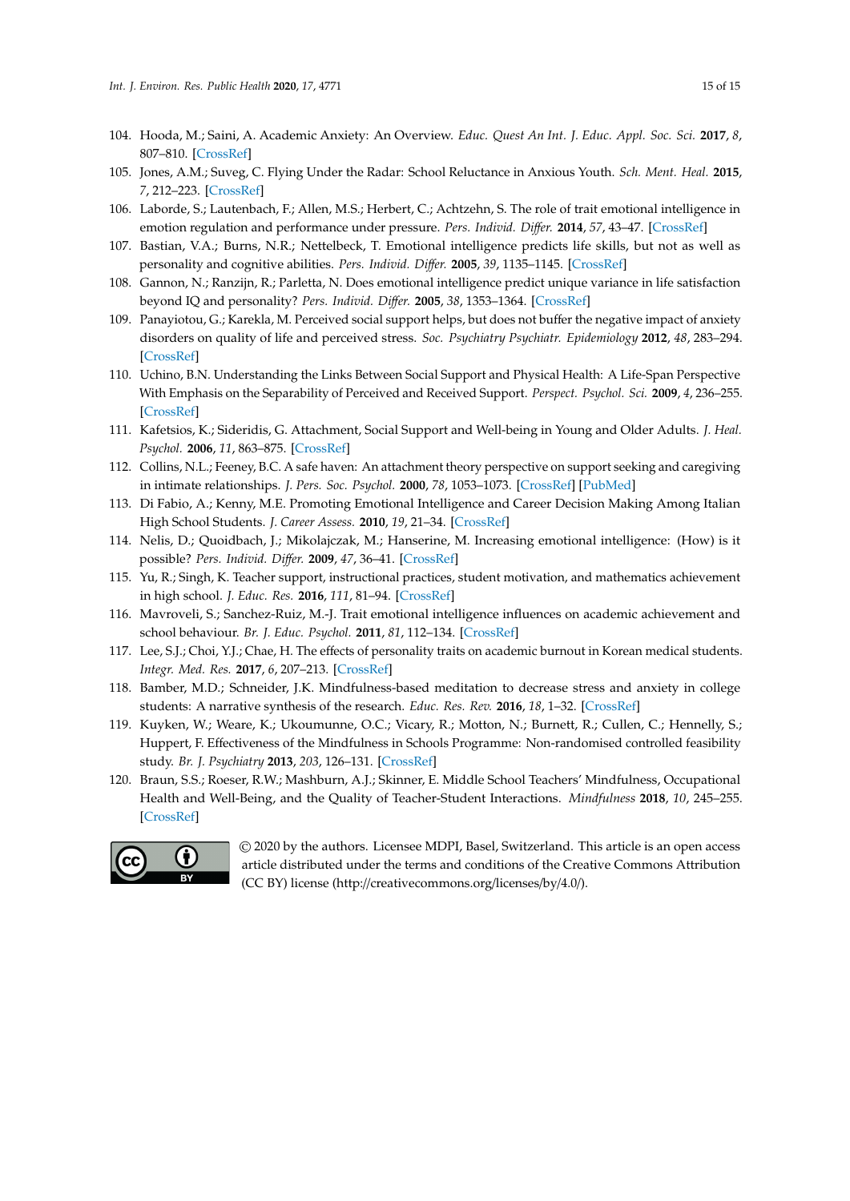104. Hooda, M.; Saini, A. Academic Anxiety: An Overview. *Educ. Quest An Int. J. Educ. Appl. Soc. Sci.* **2017**, *8*, 807–810. [CrossRef]
105. Jones, A.M.; Suveg, C. Flying Under the Radar: School Reluctance in Anxious Youth. *Sch. Ment. Heal.* **2015**, *7*, 212–223. [CrossRef]
106. Laborde, S.; Lautenbach, F.; Allen, M.S.; Herbert, C.; Achtzehn, S. The role of trait emotional intelligence in emotion regulation and performance under pressure. *Pers. Individ. Differ.* **2014**, *57*, 43–47. [CrossRef]
107. Bastian, V.A.; Burns, N.R.; Nettelbeck, T. Emotional intelligence predicts life skills, but not as well as personality and cognitive abilities. *Pers. Individ. Differ.* **2005**, *39*, 1135–1145. [CrossRef]
108. Gannon, N.; Ranzijn, R.; Parletta, N. Does emotional intelligence predict unique variance in life satisfaction beyond IQ and personality? *Pers. Individ. Differ.* **2005**, *38*, 1353–1364. [CrossRef]
109. Panayiotou, G.; Karekla, M. Perceived social support helps, but does not buffer the negative impact of anxiety disorders on quality of life and perceived stress. *Soc. Psychiatry Psychiatr. Epidemiology* **2012**, *48*, 283–294. [CrossRef]
110. Uchino, B.N. Understanding the Links Between Social Support and Physical Health: A Life-Span Perspective With Emphasis on the Separability of Perceived and Received Support. *Perspect. Psychol. Sci.* **2009**, *4*, 236–255. [CrossRef]
111. Kafetsios, K.; Sideridis, G. Attachment, Social Support and Well-being in Young and Older Adults. *J. Heal. Psychol.* **2006**, *11*, 863–875. [CrossRef]
112. Collins, N.L.; Feeney, B.C. A safe haven: An attachment theory perspective on support seeking and caregiving in intimate relationships. *J. Pers. Soc. Psychol.* **2000**, *78*, 1053–1073. [CrossRef] [PubMed]
113. Di Fabio, A.; Kenny, M.E. Promoting Emotional Intelligence and Career Decision Making Among Italian High School Students. *J. Career Assess.* **2010**, *19*, 21–34. [CrossRef]
114. Nelis, D.; Quoidbach, J.; Mikolajczak, M.; Hanserine, M. Increasing emotional intelligence: (How) is it possible? *Pers. Individ. Differ.* **2009**, *47*, 36–41. [CrossRef]
115. Yu, R.; Singh, K. Teacher support, instructional practices, student motivation, and mathematics achievement in high school. *J. Educ. Res.* **2016**, *111*, 81–94. [CrossRef]
116. Mavroveli, S.; Sanchez-Ruiz, M.-J. Trait emotional intelligence influences on academic achievement and school behaviour. *Br. J. Educ. Psychol.* **2011**, *81*, 112–134. [CrossRef]
117. Lee, S.J.; Choi, Y.J.; Chae, H. The effects of personality traits on academic burnout in Korean medical students. *Integr. Med. Res.* **2017**, *6*, 207–213. [CrossRef]
118. Bamber, M.D.; Schneider, J.K. Mindfulness-based meditation to decrease stress and anxiety in college students: A narrative synthesis of the research. *Educ. Res. Rev.* **2016**, *18*, 1–32. [CrossRef]
119. Kuyken, W.; Weare, K.; Ukoumunne, O.C.; Vicary, R.; Motton, N.; Burnett, R.; Cullen, C.; Hennelly, S.; Huppert, F. Effectiveness of the Mindfulness in Schools Programme: Non-randomised controlled feasibility study. *Br. J. Psychiatry* **2013**, *203*, 126–131. [CrossRef]
120. Braun, S.S.; Roeser, R.W.; Mashburn, A.J.; Skinner, E. Middle School Teachers' Mindfulness, Occupational Health and Well-Being, and the Quality of Teacher-Student Interactions. *Mindfulness* **2018**, *10*, 245–255. [CrossRef]

© 2020 by the authors. Licensee MDPI, Basel, Switzerland. This article is an open access article distributed under the terms and conditions of the Creative Commons Attribution (CC BY) license (http://creativecommons.org/licenses/by/4.0/).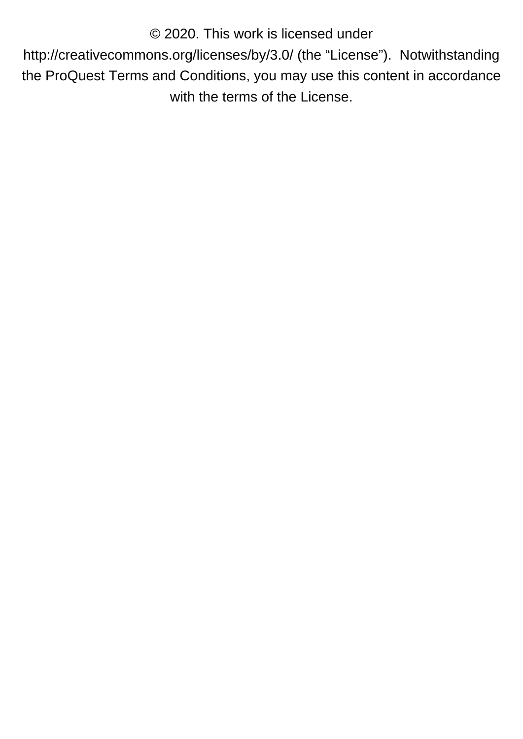© 2020. This work is licensed under http://creativecommons.org/licenses/by/3.0/ (the “License”). Notwithstanding the ProQuest Terms and Conditions, you may use this content in accordance with the terms of the License.